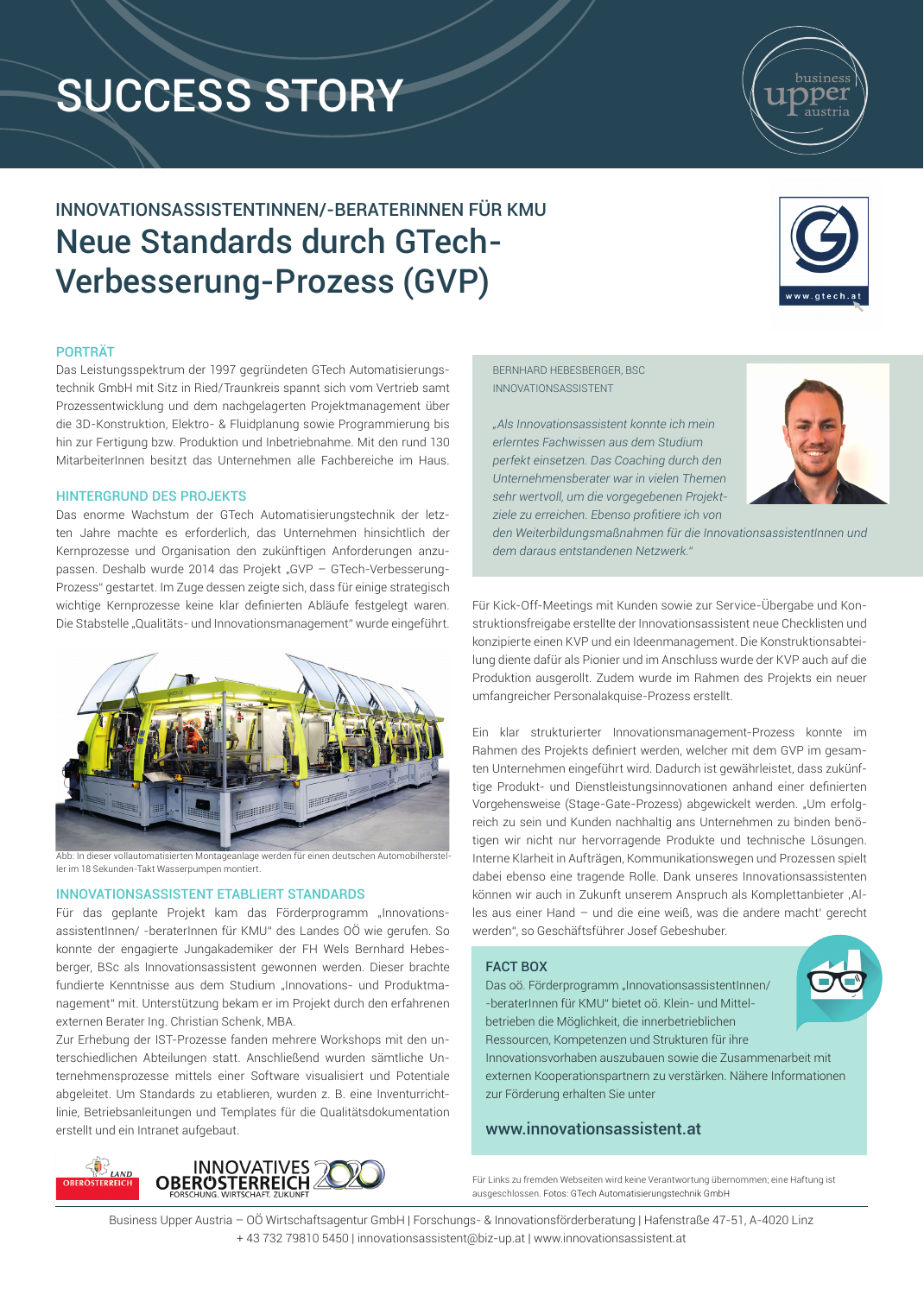# SUCCESS STORY

## INNOVATIONSASSISTENTINNEN/-BERATERINNEN FÜR KMU

# Neue Standards durch GTech-Verbesserung-Prozess (GVP)

### PORTRÄT

Das Leistungsspektrum der 1997 gegründeten GTech Automatisierungstechnik GmbH mit Sitz in Ried/Traunkreis spannt sich vom Vertrieb samt Prozessentwicklung und dem nachgelagerten Projektmanagement über die 3D-Konstruktion, Elektro- & Fluidplanung sowie Programmierung bis hin zur Fertigung bzw. Produktion und Inbetriebnahme. Mit den rund 130 MitarbeiterInnen besitzt das Unternehmen alle Fachbereiche im Haus.

### HINTERGRUND DES PROJEKTS

Das enorme Wachstum der GTech Automatisierungstechnik der letzten Jahre machte es erforderlich, das Unternehmen hinsichtlich der Kernprozesse und Organisation den zukünftigen Anforderungen anzupassen. Deshalb wurde 2014 das Projekt „GVP – GTech-Verbesserung-Prozess" gestartet. Im Zuge dessen zeigte sich, dass für einige strategisch wichtige Kernprozesse keine klar definierten Abläufe festgelegt waren. Die Stabstelle „Qualitäts- und Innovationsmanagement" wurde eingeführt.

Abb: In dieser vollautomatisierten Montageanlage werden für einen deutschen Automobilhersteller im 18 Sekunden-Takt Wasserpumpen montiert.

### INNOVATIONSASSISTENT ETABLIERT STANDARDS

Für das geplante Projekt kam das Förderprogramm „InnovationsassistentInnen/ -beraterInnen für KMU" des Landes OÖ wie gerufen. So konnte der engagierte Jungakademiker der FH Wels Bernhard Hebesberger, BSc als Innovationsassistent gewonnen werden. Dieser brachte fundierte Kenntnisse aus dem Studium „Innovations- und Produktmanagement" mit. Unterstützung bekam er im Projekt durch den erfahrenen externen Berater Ing. Christian Schenk, MBA.

Zur Erhebung der IST-Prozesse fanden mehrere Workshops mit den unterschiedlichen Abteilungen statt. Anschließend wurden sämtliche Unternehmensprozesse mittels einer Software visualisiert und Potentiale abgeleitet. Um Standards zu etablieren, wurden z. B. eine Inventurrichtlinie, Betriebsanleitungen und Templates für die Qualitätsdokumentation erstellt und ein Intranet aufgebaut.

BERNHARD HEBESBERGER, BSC
INNOVATIONSASSISTENT

*„Als Innovationsassistent konnte ich mein erlerntes Fachwissen aus dem Studium perfekt einsetzen. Das Coaching durch den Unternehmensberater war in vielen Themen sehr wertvoll, um die vorgegebenen Projektziele zu erreichen. Ebenso profitiere ich von den Weiterbildungsmaßnahmen für die InnovationsassistentInnen und dem daraus entstandenen Netzwerk."*

Für Kick-Off-Meetings mit Kunden sowie zur Service-Übergabe und Konstruktionsfreigabe erstellte der Innovationsassistent neue Checklisten und konzipierte einen KVP und ein Ideenmanagement. Die Konstruktionsabteilung diente dafür als Pionier und im Anschluss wurde der KVP auch auf die Produktion ausgerollt. Zudem wurde im Rahmen des Projekts ein neuer umfangreicher Personalakquise-Prozess erstellt.

Ein klar strukturierter Innovationsmanagement-Prozess konnte im Rahmen des Projekts definiert werden, welcher mit dem GVP im gesamten Unternehmen eingeführt wird. Dadurch ist gewährleistet, dass zukünftige Produkt- und Dienstleistungsinnovationen anhand einer definierten Vorgehensweise (Stage-Gate-Prozess) abgewickelt werden. „Um erfolgreich zu sein und Kunden nachhaltig ans Unternehmen zu binden benötigen wir nicht nur hervorragende Produkte und technische Lösungen. Interne Klarheit in Aufträgen, Kommunikationswegen und Prozessen spielt dabei ebenso eine tragende Rolle. Dank unseres Innovationsassistenten können wir auch in Zukunft unserem Anspruch als Komplettanbieter ‚Alles aus einer Hand – und die eine weiß, was die andere macht' gerecht werden", so Geschäftsführer Josef Gebeshuber.

### FACT BOX

Das oö. Förderprogramm „InnovationsassistentInnen/ -beraterInnen für KMU" bietet oö. Klein- und Mittelbetrieben die Möglichkeit, die innerbetrieblichen Ressourcen, Kompetenzen und Strukturen für ihre Innovationsvorhaben auszubauen sowie die Zusammenarbeit mit externen Kooperationspartnern zu verstärken. Nähere Informationen zur Förderung erhalten Sie unter

**www.innovationsassistent.at**

Für Links zu fremden Webseiten wird keine Verantwortung übernommen; eine Haftung ist ausgeschlossen. Fotos: GTech Automatisierungstechnik GmbH

Business Upper Austria – OÖ Wirtschaftsagentur GmbH | Forschungs- & Innovationsförderberatung | Hafenstraße 47-51, A-4020 Linz
+ 43 732 79810 5450 | innovationsassistent@biz-up.at | www.innovationsassistent.at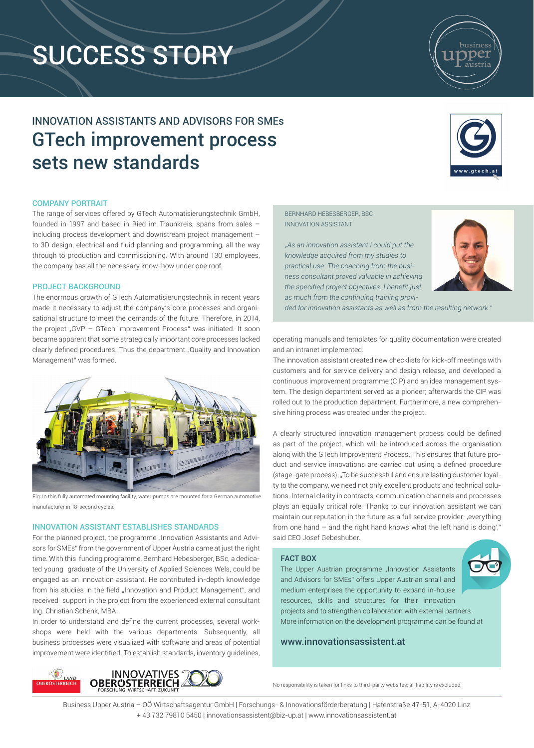# SUCCESS STORY

## INNOVATION ASSISTANTS AND ADVISORS FOR SMEs

# GTech improvement process sets new standards

### COMPANY PORTRAIT

The range of services offered by GTech Automatisierungstechnik GmbH, founded in 1997 and based in Ried im Traunkreis, spans from sales – including process development and downstream project management – to 3D design, electrical and fluid planning and programming, all the way through to production and commissioning. With around 130 employees, the company has all the necessary know-how under one roof.

### PROJECT BACKGROUND

The enormous growth of GTech Automatisierungstechnik in recent years made it necessary to adjust the company's core processes and organisational structure to meet the demands of the future. Therefore, in 2014, the project „GVP – GTech Improvement Process" was initiated. It soon became apparent that some strategically important core processes lacked clearly defined procedures. Thus the department „Quality and Innovation Management" was formed.

Fig: In this fully automated mounting facility, water pumps are mounted for a German automotive manufacturer in 18-second cycles.

### INNOVATION ASSISTANT ESTABLISHES STANDARDS

For the planned project, the programme „Innovation Assistants and Advisors for SMEs" from the government of Upper Austria came at just the right time. With this funding programme, Bernhard Hebesberger, BSc, a dedicated young graduate of the University of Applied Sciences Wels, could be engaged as an innovation assistant. He contributed in-depth knowledge from his studies in the field „Innovation and Product Management", and received support in the project from the experienced external consultant Ing. Christian Schenk, MBA.

In order to understand and define the current processes, several workshops were held with the various departments. Subsequently, all business processes were visualized with software and areas of potential improvement were identified. To establish standards, inventory guidelines, operating manuals and templates for quality documentation were created and an intranet implemented.

The innovation assistant created new checklists for kick-off meetings with customers and for service delivery and design release, and developed a continuous improvement programme (CIP) and an idea management system. The design department served as a pioneer; afterwards the CIP was rolled out to the production department. Furthermore, a new comprehensive hiring process was created under the project.

A clearly structured innovation management process could be defined as part of the project, which will be introduced across the organisation along with the GTech Improvement Process. This ensures that future product and service innovations are carried out using a defined procedure (stage-gate process). „To be successful and ensure lasting customer loyalty to the company, we need not only excellent products and technical solutions. Internal clarity in contracts, communication channels and processes plays an equally critical role. Thanks to our innovation assistant we can maintain our reputation in the future as a full service provider: ‚everything from one hand – and the right hand knows what the left hand is doing'," said CEO Josef Gebeshuber.

BERNHARD HEBESBERGER, BSC
INNOVATION ASSISTANT

*„As an innovation assistant I could put the knowledge acquired from my studies to practical use. The coaching from the business consultant proved valuable in achieving the specified project objectives. I benefit just as much from the continuing training provided for innovation assistants as well as from the resulting network."*

### FACT BOX

The Upper Austrian programme „Innovation Assistants and Advisors for SMEs" offers Upper Austrian small and medium enterprises the opportunity to expand in-house resources, skills and structures for their innovation projects and to strengthen collaboration with external partners. More information on the development programme can be found at

**www.innovationsassistent.at**

No responsibility is taken for links to third-party websites; all liability is excluded.

Business Upper Austria – OÖ Wirtschaftsagentur GmbH | Forschungs- & Innovationsförderberatung | Hafenstraße 47-51, A-4020 Linz
+ 43 732 79810 5450 | innovationsassistent@biz-up.at | www.innovationsassistent.at